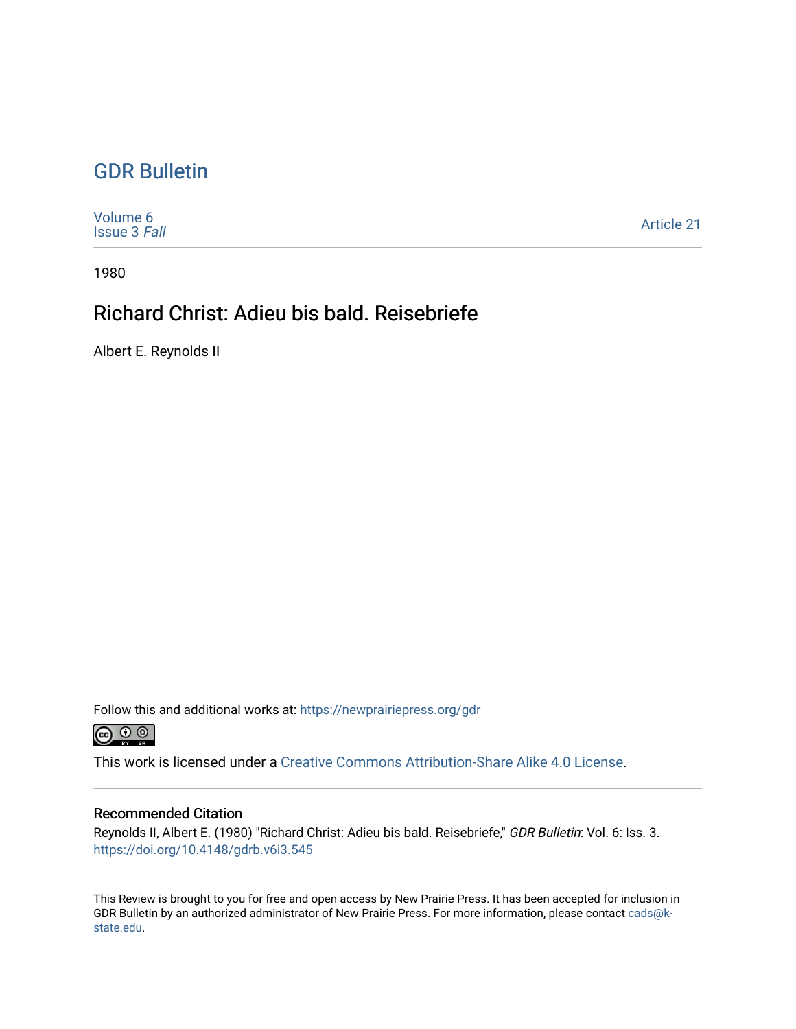# GDR Bulletin

Volume 6
Issue 3 *Fall*

Article 21

1980

## Richard Christ: Adieu bis bald. Reisebriefe

Albert E. Reynolds II

Follow this and additional works at: https://newprairiepress.org/gdr

This work is licensed under a Creative Commons Attribution-Share Alike 4.0 License.

### Recommended Citation

Reynolds II, Albert E. (1980) "Richard Christ: Adieu bis bald. Reisebriefe," *GDR Bulletin*: Vol. 6: Iss. 3.
https://doi.org/10.4148/gdrb.v6i3.545

This Review is brought to you for free and open access by New Prairie Press. It has been accepted for inclusion in GDR Bulletin by an authorized administrator of New Prairie Press. For more information, please contact cads@k-state.edu.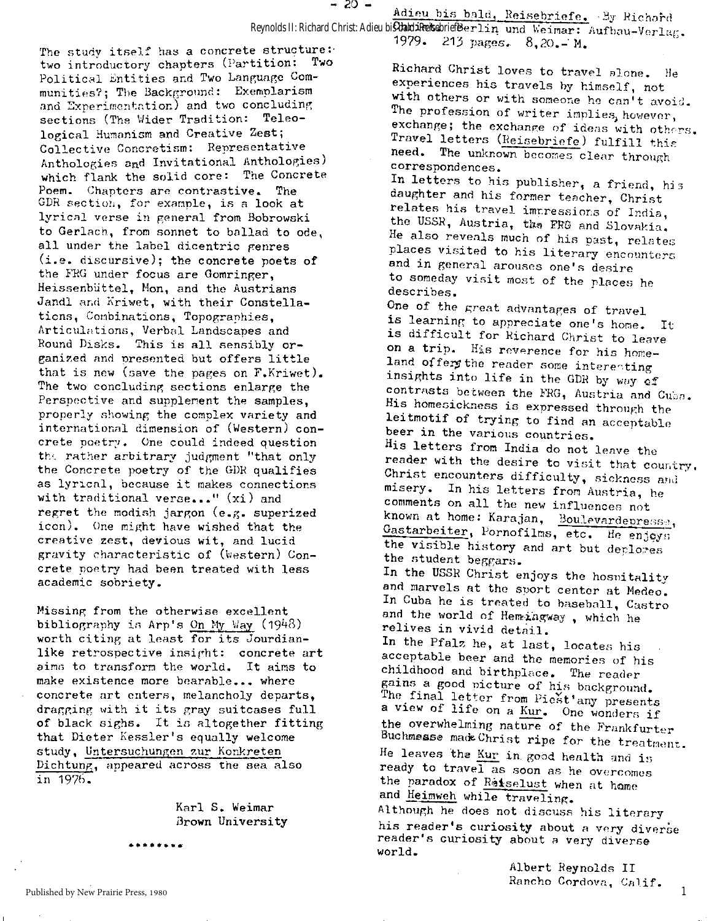The study itself has a concrete structure: two introductory chapters (Partition: Two Political Entities and Two Language Communities?; The Background: Exemplarism and Experimentation) and two concluding sections (The Wider Tradition: Teleological Humanism and Creative Zest; Collective Concretism: Representative Anthologies and Invitational Anthologies) which flank the solid core: The Concrete Poem. Chapters are contrastive. The GDR section, for example, is a look at lyrical verse in general from Bobrowski to Gerlach, from sonnet to ballad to ode, all under the label dicentric genres (i.e. discursive); the concrete poets of the FRG under focus are Gomringer, Heissenbüttel, Mon, and the Austrians Jandl and Kriwet, with their Constellations, Combinations, Topographies, Articulations, Verbal Landscapes and Round Disks. This is all sensibly organized and presented but offers little that is new (save the pages on F.Kriwet). The two concluding sections enlarge the Perspective and supplement the samples, properly showing the complex variety and international dimension of (Western) concrete poetry. One could indeed question the rather arbitrary judgment "that only the Concrete poetry of the GDR qualifies as lyrical, because it makes connections with traditional verse..." (xi) and regret the modish jargon (e.g. superized icon). One might have wished that the creative zest, devious wit, and lucid gravity characteristic of (Western) Concrete poetry had been treated with less academic sobriety.

Missing from the otherwise excellent bibliography is Arp's On My Way (1948) worth citing at least for its Jourdian-like retrospective insight: concrete art aims to transform the world. It aims to make existence more bearable... where concrete art enters, melancholy departs, dragging with it its gray suitcases full of black sighs. It is altogether fitting that Dieter Kessler's equally welcome study, Untersuchungen zur Konkreten Dichtung, appeared across the sea also in 1976.

Karl S. Weimar
Brown University

\*\*\*\*\*\*\*\*

Adieu bis bald, Reisebriefe. By Richard Christ. Berlin und Weimar: Aufbau-Verlag. 1979. 213 pages. 8,20.- M.

Richard Christ loves to travel alone. He experiences his travels by himself, not with others or with someone he can't avoid. The profession of writer implies, however, exchange; the exchange of ideas with others. Travel letters (Reisebriefe) fulfill this need. The unknown becomes clear through correspondences.

In letters to his publisher, a friend, his daughter and his former teacher, Christ relates his travel impressions of India, the USSR, Austria, the FRG and Slovakia. He also reveals much of his past, relates places visited to his literary encounters and in general arouses one's desire to someday visit most of the places he describes.

One of the great advantages of travel is learning to appreciate one's home. It is difficult for Richard Christ to leave on a trip. His reverence for his homeland offers the reader some interesting insights into life in the GDR by way of contrasts between the FRG, Austria and Cuba. His homesickness is expressed through the leitmotif of trying to find an acceptable beer in the various countries.

His letters from India do not leave the reader with the desire to visit that country. Christ encounters difficulty, sickness and misery. In his letters from Austria, he comments on all the new influences not known at home: Karajan, Boulevardepresse, Gastarbeiter, Pornofilms, etc. He enjoys the visible history and art but deplores the student beggars.

In the USSR Christ enjoys the hospitality and marvels at the sport center at Medeo. In Cuba he is treated to baseball, Castro and the world of Hemingway, which he relives in vivid detail.

In the Pfalz he, at last, locates his acceptable beer and the memories of his childhood and birthplace. The reader gains a good picture of his background. The final letter from Piešt'any presents a view of life on a Kur. One wonders if the overwhelming nature of the Frankfurter Buchmesse made Christ ripe for the treatment. He leaves the Kur in good health and is ready to travel as soon as he overcomes the paradox of Reiselust when at home and Heimweh while traveling.

Although he does not discuss his literary his reader's curiosity about a very diverse reader's curiosity about a very diverse world.

Albert Reynolds II
Rancho Cordova, Calif.